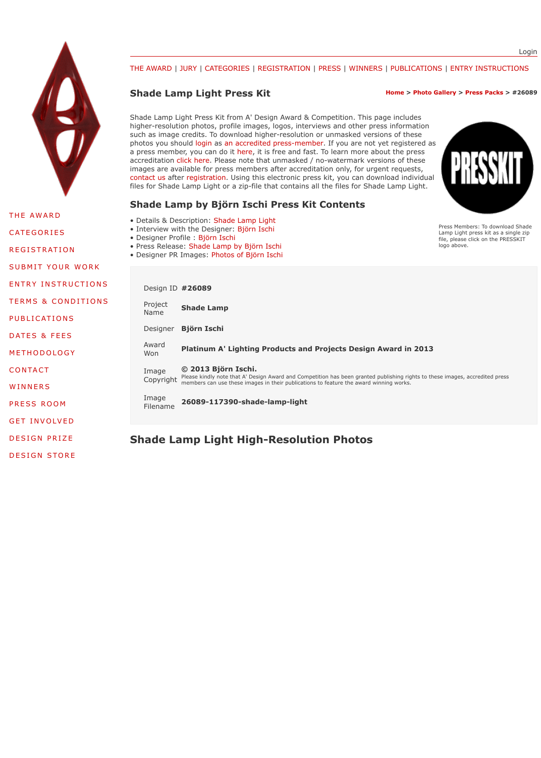Login

THE AWARD | JURY | CATEGORIES | REGISTRATION | PRESS | WINNERS | PUBLICATIONS | ENTRY INSTRUCTIONS

THE AWARD
CATEGORIES
REGISTRATION
SUBMIT YOUR WORK
ENTRY INSTRUCTIONS
TERMS & CONDITIONS
PUBLICATIONS
DATES & FEES
METHODOLOGY
CONTACT
WINNERS
PRESS ROOM
GET INVOLVED
DESIGN PRIZE
DESIGN STORE

# Shade Lamp Light Press Kit

**Home > Photo Gallery > Press Packs > #26089**

Shade Lamp Light Press Kit from A' Design Award & Competition. This page includes higher-resolution photos, profile images, logos, interviews and other press information such as image credits. To download higher-resolution or unmasked versions of these photos you should login as an accredited press-member. If you are not yet registered as a press member, you can do it here, it is free and fast. To learn more about the press accreditation click here. Please note that unmasked / no-watermark versions of these images are available for press members after accreditation only, for urgent requests, contact us after registration. Using this electronic press kit, you can download individual files for Shade Lamp Light or a zip-file that contains all the files for Shade Lamp Light.

PRESSKIT

Press Members: To download Shade Lamp Light press kit as a single zip file, please click on the PRESSKIT logo above.

## Shade Lamp by Björn Ischi Press Kit Contents

- Details & Description: Shade Lamp Light
- Interview with the Designer: Björn Ischi
- Designer Profile : Björn Ischi
- Press Release: Shade Lamp by Björn Ischi
- Designer PR Images: Photos of Björn Ischi

| | |
|---|---|
| Design ID | **#26089** |
| Project Name | **Shade Lamp** |
| Designer | **Björn Ischi** |
| Award Won | **Platinum A' Lighting Products and Projects Design Award in 2013** |
| Image Copyright | **© 2013 Björn Ischi.** Please kindly note that A' Design Award and Competition has been granted publishing rights to these images, accredited press members can use these images in their publications to feature the award winning works. |
| Image Filename | **26089-117390-shade-lamp-light** |

## Shade Lamp Light High-Resolution Photos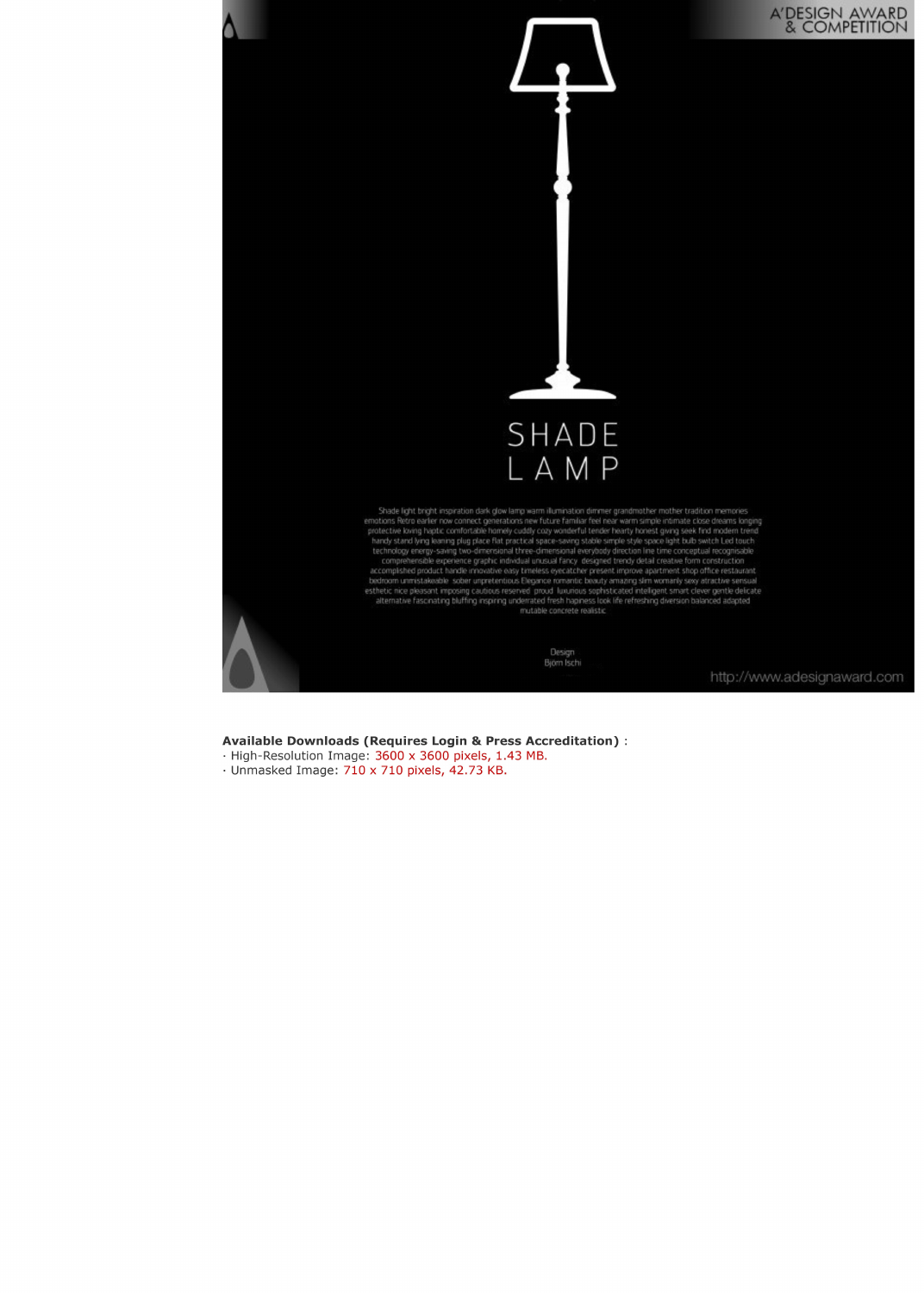A' DESIGN AWARD & COMPETITION

SHADE LAMP

Shade light bright inspiration dark glow lamp warm illumination dimmer grandmother mother tradition memories emotions Retro earlier now connect generations new future familiar feel near warm simple intimate close dreams longing protective loving haptic comfortable homely cuddly cozy wonderful tender hearty honest giving seek find modern trend handy stand lying leaning plug place flat practical space-saving stable simple style space light bulb switch Led touch technology energy-saving two-dimensional three-dimensional everybody direction line time conceptual recognisable comprehensible experience graphic individual unusual fancy designed trendy detail creative form construction accomplished product handle innovative easy timeless eyecatcher present improve apartment shop office restaurant bedroom unmistakeable sober unpretentious Elegance romantic beauty amazing slim womanly sexy atractive sensual esthetic nice pleasant imposing cautious reserved proud luxurious sophisticated intelligent smart clever gentle delicate alternative fascinating bluffing inspiring underrated fresh hapiness look life refreshing diversion balanced adapted mutable concrete realistic

Design
Björn Ischi

http://www.adesignaward.com

**Available Downloads (Requires Login & Press Accreditation)** :

· High-Resolution Image: 3600 x 3600 pixels, 1.43 MB.

· Unmasked Image: 710 x 710 pixels, 42.73 KB.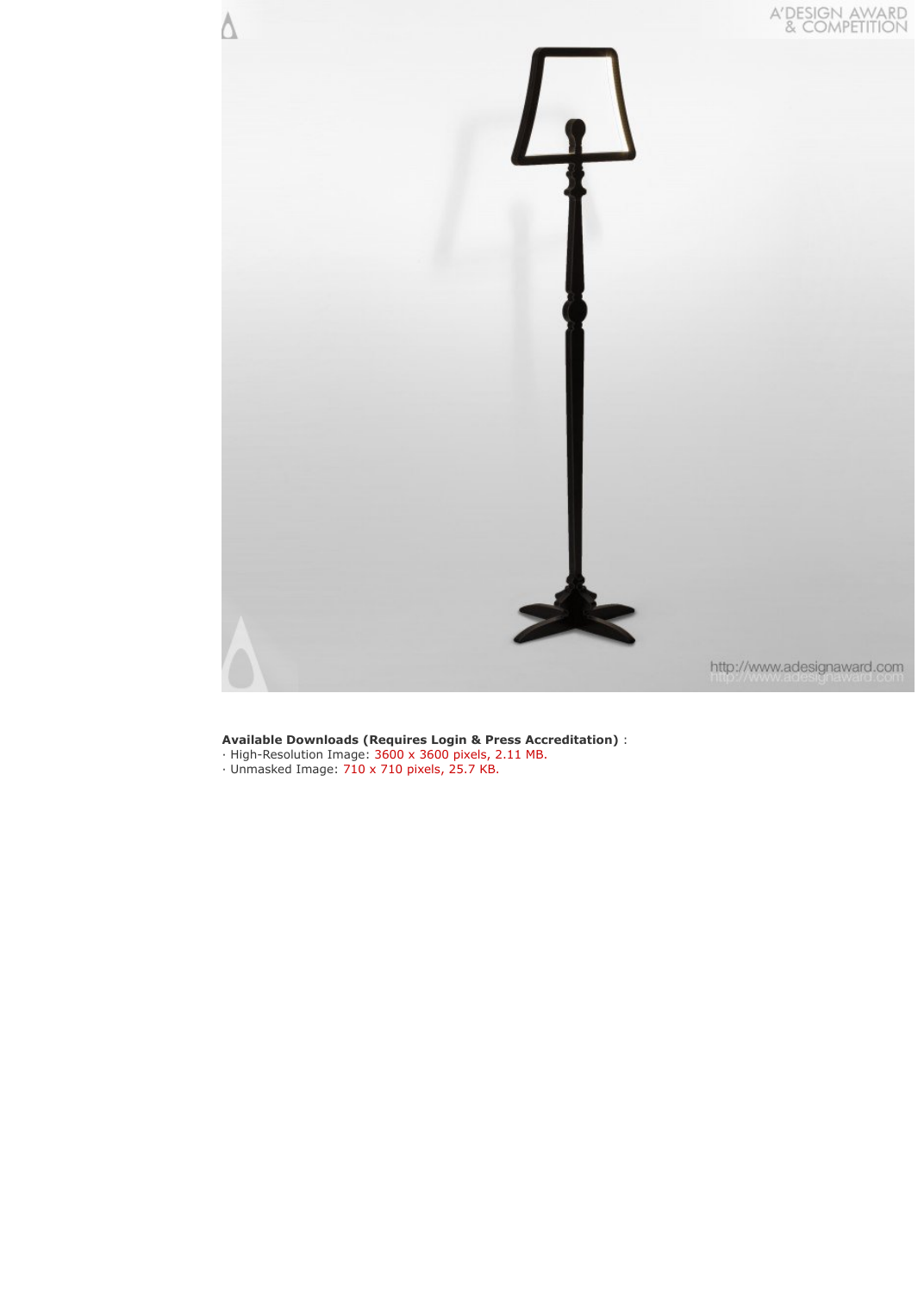**Available Downloads (Requires Login & Press Accreditation)** :

· High-Resolution Image: 3600 x 3600 pixels, 2.11 MB.

· Unmasked Image: 710 x 710 pixels, 25.7 KB.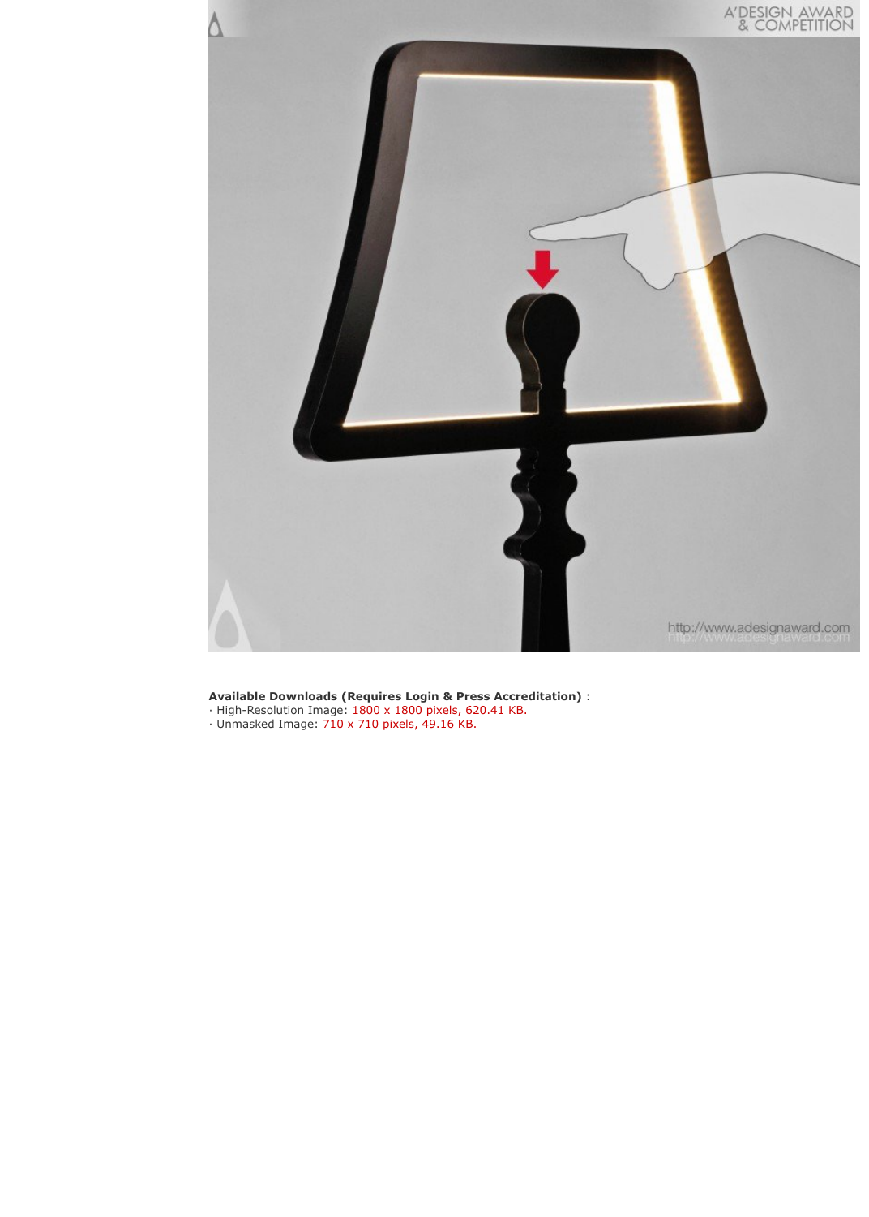**Available Downloads (Requires Login & Press Accreditation)** :

· High-Resolution Image: 1800 x 1800 pixels, 620.41 KB.

· Unmasked Image: 710 x 710 pixels, 49.16 KB.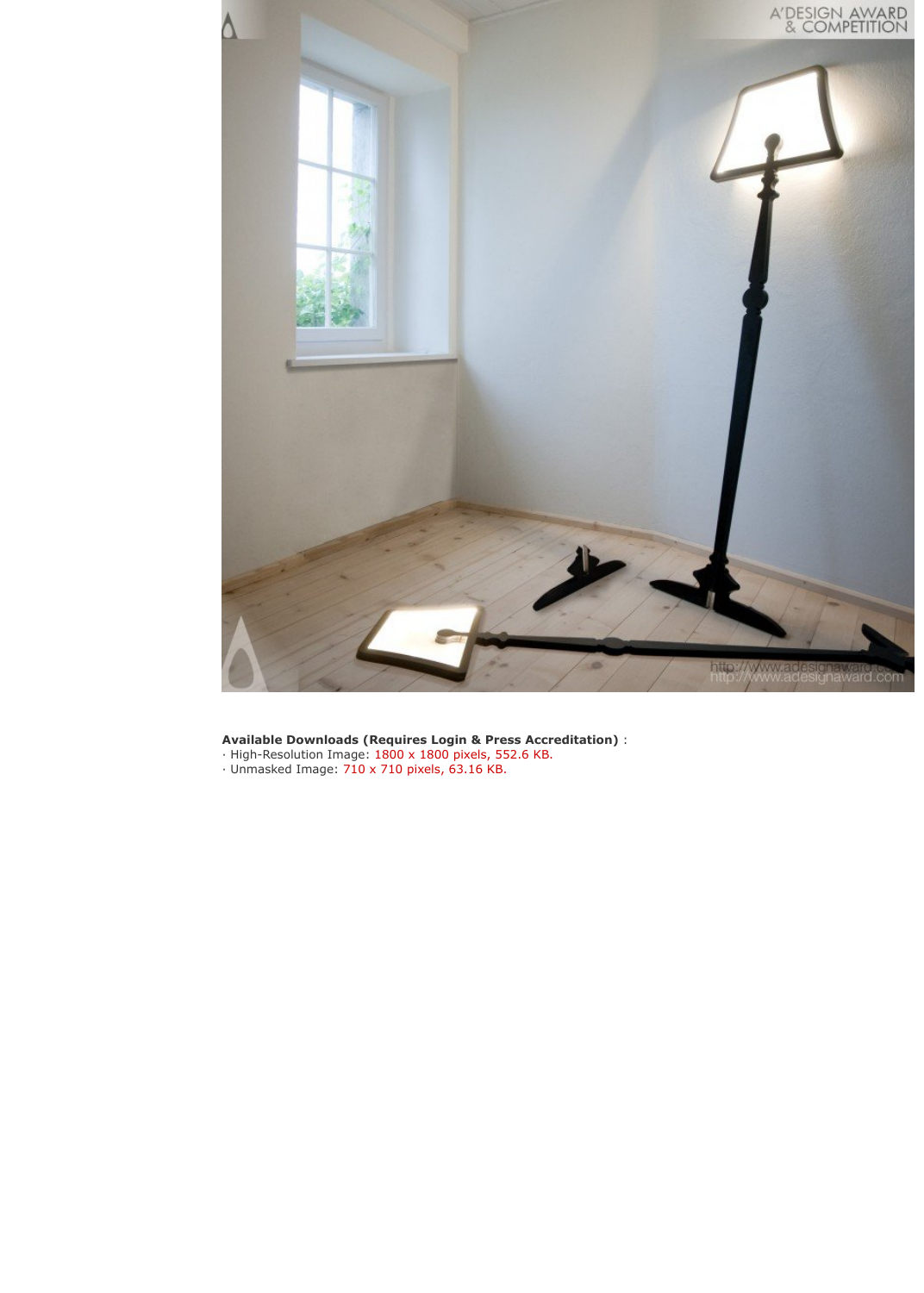**Available Downloads (Requires Login & Press Accreditation)** :

· High-Resolution Image: 1800 x 1800 pixels, 552.6 KB.

· Unmasked Image: 710 x 710 pixels, 63.16 KB.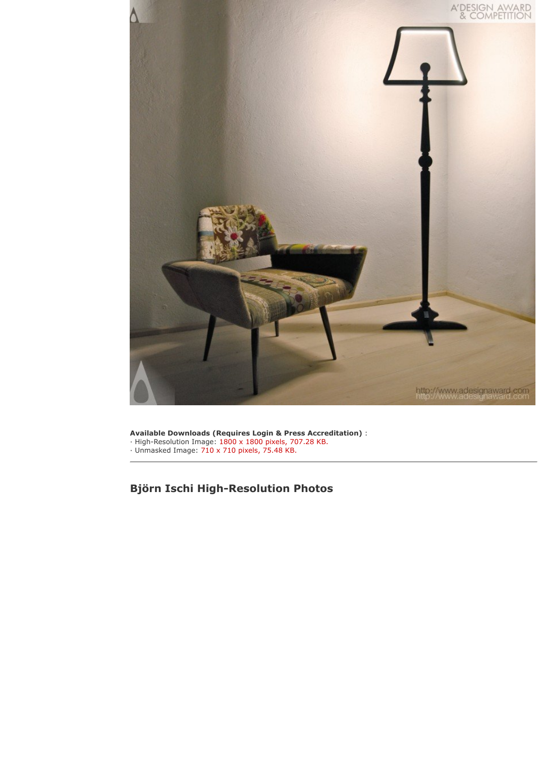**Available Downloads (Requires Login & Press Accreditation)** :

· High-Resolution Image: 1800 x 1800 pixels, 707.28 KB.

· Unmasked Image: 710 x 710 pixels, 75.48 KB.

## Björn Ischi High-Resolution Photos